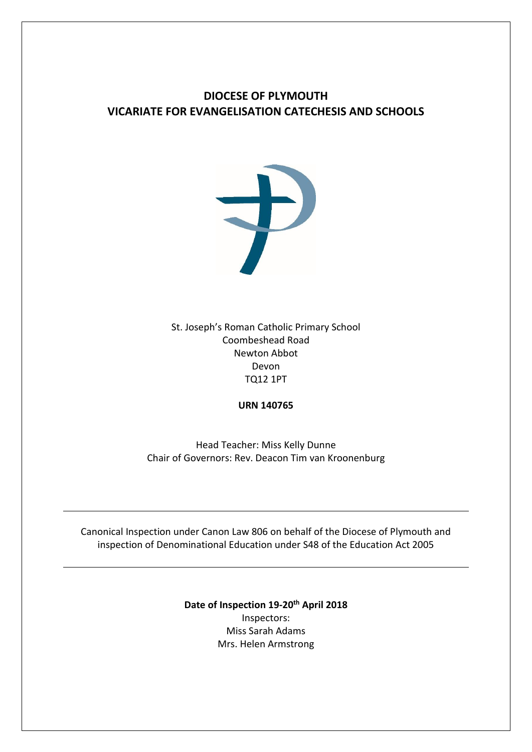# DIOCESE OF PLYMOUTH
# VICARIATE FOR EVANGELISATION CATECHESIS AND SCHOOLS

St. Joseph's Roman Catholic Primary School
Coombeshead Road
Newton Abbot
Devon
TQ12 1PT

**URN 140765**

Head Teacher: Miss Kelly Dunne
Chair of Governors: Rev. Deacon Tim van Kroonenburg

---

Canonical Inspection under Canon Law 806 on behalf of the Diocese of Plymouth and inspection of Denominational Education under S48 of the Education Act 2005

---

**Date of Inspection 19-20th April 2018**
Inspectors:
Miss Sarah Adams
Mrs. Helen Armstrong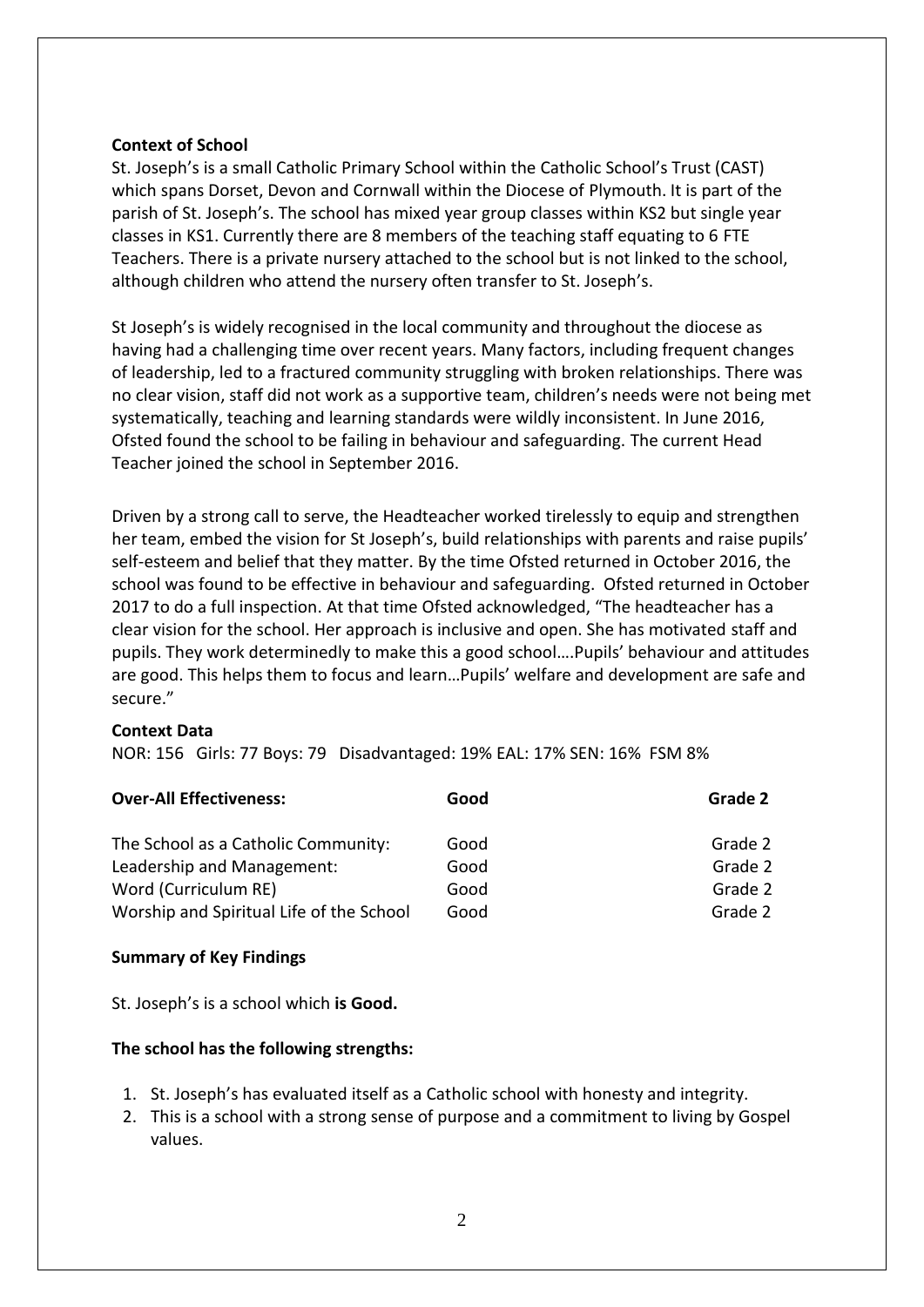**Context of School**

St. Joseph's is a small Catholic Primary School within the Catholic School's Trust (CAST) which spans Dorset, Devon and Cornwall within the Diocese of Plymouth. It is part of the parish of St. Joseph's. The school has mixed year group classes within KS2 but single year classes in KS1. Currently there are 8 members of the teaching staff equating to 6 FTE Teachers. There is a private nursery attached to the school but is not linked to the school, although children who attend the nursery often transfer to St. Joseph's.

St Joseph's is widely recognised in the local community and throughout the diocese as having had a challenging time over recent years. Many factors, including frequent changes of leadership, led to a fractured community struggling with broken relationships. There was no clear vision, staff did not work as a supportive team, children's needs were not being met systematically, teaching and learning standards were wildly inconsistent. In June 2016, Ofsted found the school to be failing in behaviour and safeguarding. The current Head Teacher joined the school in September 2016.

Driven by a strong call to serve, the Headteacher worked tirelessly to equip and strengthen her team, embed the vision for St Joseph's, build relationships with parents and raise pupils' self-esteem and belief that they matter. By the time Ofsted returned in October 2016, the school was found to be effective in behaviour and safeguarding. Ofsted returned in October 2017 to do a full inspection. At that time Ofsted acknowledged, "The headteacher has a clear vision for the school. Her approach is inclusive and open. She has motivated staff and pupils. They work determinedly to make this a good school….Pupils' behaviour and attitudes are good. This helps them to focus and learn…Pupils' welfare and development are safe and secure."

**Context Data**

NOR: 156 Girls: 77 Boys: 79 Disadvantaged: 19% EAL: 17% SEN: 16% FSM 8%

| **Over-All Effectiveness:** | **Good** | **Grade 2** |
|---|---|---|
| The School as a Catholic Community: | Good | Grade 2 |
| Leadership and Management: | Good | Grade 2 |
| Word (Curriculum RE) | Good | Grade 2 |
| Worship and Spiritual Life of the School | Good | Grade 2 |

**Summary of Key Findings**

St. Joseph's is a school which **is Good.**

**The school has the following strengths:**

1. St. Joseph's has evaluated itself as a Catholic school with honesty and integrity.
2. This is a school with a strong sense of purpose and a commitment to living by Gospel values.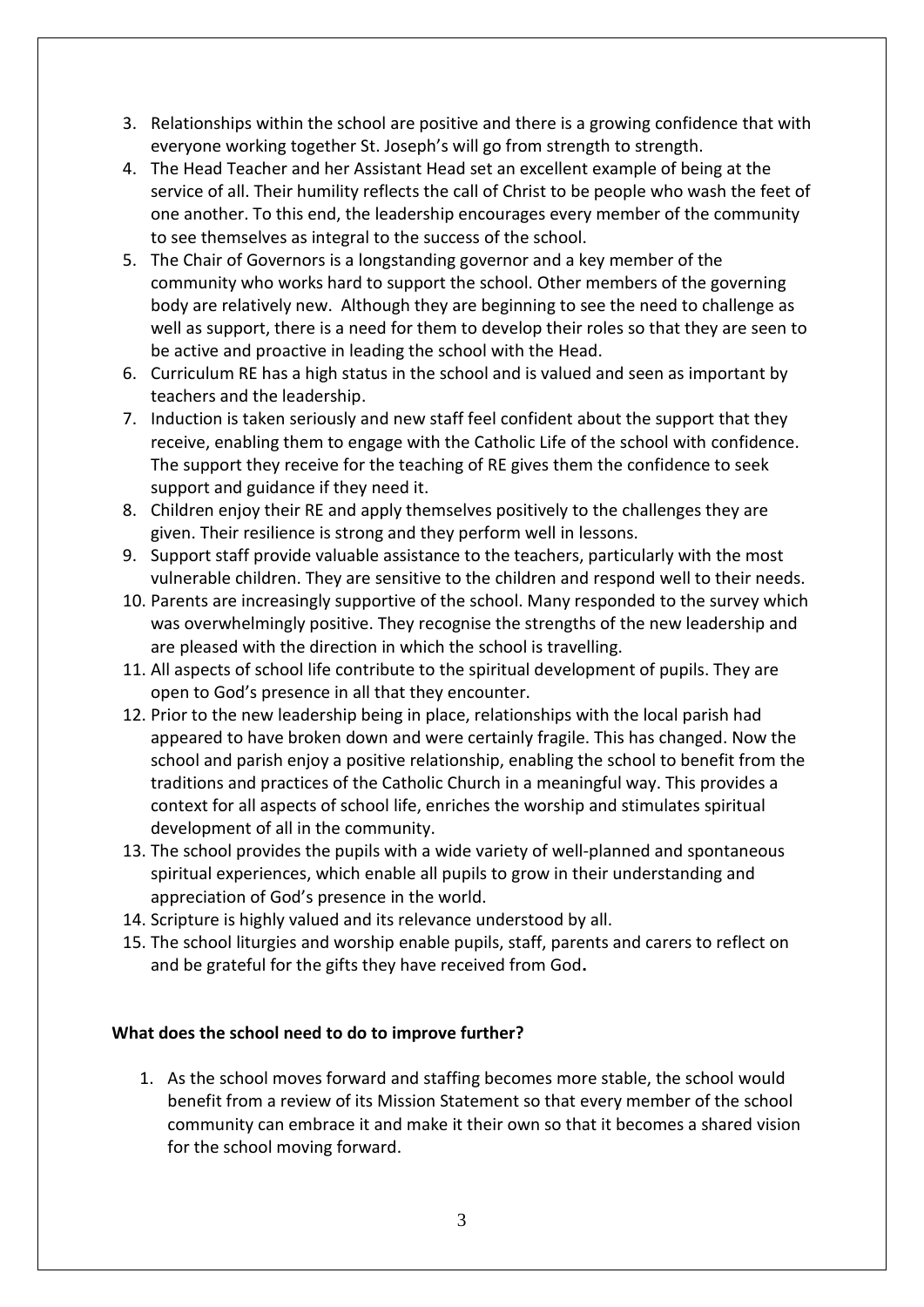3. Relationships within the school are positive and there is a growing confidence that with everyone working together St. Joseph's will go from strength to strength.
4. The Head Teacher and her Assistant Head set an excellent example of being at the service of all. Their humility reflects the call of Christ to be people who wash the feet of one another. To this end, the leadership encourages every member of the community to see themselves as integral to the success of the school.
5. The Chair of Governors is a longstanding governor and a key member of the community who works hard to support the school. Other members of the governing body are relatively new. Although they are beginning to see the need to challenge as well as support, there is a need for them to develop their roles so that they are seen to be active and proactive in leading the school with the Head.
6. Curriculum RE has a high status in the school and is valued and seen as important by teachers and the leadership.
7. Induction is taken seriously and new staff feel confident about the support that they receive, enabling them to engage with the Catholic Life of the school with confidence. The support they receive for the teaching of RE gives them the confidence to seek support and guidance if they need it.
8. Children enjoy their RE and apply themselves positively to the challenges they are given. Their resilience is strong and they perform well in lessons.
9. Support staff provide valuable assistance to the teachers, particularly with the most vulnerable children. They are sensitive to the children and respond well to their needs.
10. Parents are increasingly supportive of the school. Many responded to the survey which was overwhelmingly positive. They recognise the strengths of the new leadership and are pleased with the direction in which the school is travelling.
11. All aspects of school life contribute to the spiritual development of pupils. They are open to God's presence in all that they encounter.
12. Prior to the new leadership being in place, relationships with the local parish had appeared to have broken down and were certainly fragile. This has changed. Now the school and parish enjoy a positive relationship, enabling the school to benefit from the traditions and practices of the Catholic Church in a meaningful way. This provides a context for all aspects of school life, enriches the worship and stimulates spiritual development of all in the community.
13. The school provides the pupils with a wide variety of well-planned and spontaneous spiritual experiences, which enable all pupils to grow in their understanding and appreciation of God's presence in the world.
14. Scripture is highly valued and its relevance understood by all.
15. The school liturgies and worship enable pupils, staff, parents and carers to reflect on and be grateful for the gifts they have received from God.

**What does the school need to do to improve further?**

1. As the school moves forward and staffing becomes more stable, the school would benefit from a review of its Mission Statement so that every member of the school community can embrace it and make it their own so that it becomes a shared vision for the school moving forward.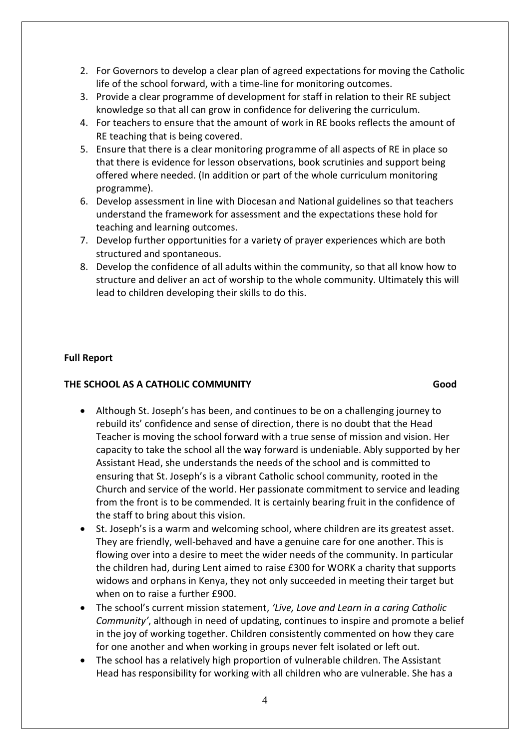2. For Governors to develop a clear plan of agreed expectations for moving the Catholic life of the school forward, with a time-line for monitoring outcomes.
3. Provide a clear programme of development for staff in relation to their RE subject knowledge so that all can grow in confidence for delivering the curriculum.
4. For teachers to ensure that the amount of work in RE books reflects the amount of RE teaching that is being covered.
5. Ensure that there is a clear monitoring programme of all aspects of RE in place so that there is evidence for lesson observations, book scrutinies and support being offered where needed. (In addition or part of the whole curriculum monitoring programme).
6. Develop assessment in line with Diocesan and National guidelines so that teachers understand the framework for assessment and the expectations these hold for teaching and learning outcomes.
7. Develop further opportunities for a variety of prayer experiences which are both structured and spontaneous.
8. Develop the confidence of all adults within the community, so that all know how to structure and deliver an act of worship to the whole community. Ultimately this will lead to children developing their skills to do this.

**Full Report**

**THE SCHOOL AS A CATHOLIC COMMUNITY Good**

- Although St. Joseph's has been, and continues to be on a challenging journey to rebuild its' confidence and sense of direction, there is no doubt that the Head Teacher is moving the school forward with a true sense of mission and vision. Her capacity to take the school all the way forward is undeniable. Ably supported by her Assistant Head, she understands the needs of the school and is committed to ensuring that St. Joseph's is a vibrant Catholic school community, rooted in the Church and service of the world. Her passionate commitment to service and leading from the front is to be commended. It is certainly bearing fruit in the confidence of the staff to bring about this vision.
- St. Joseph's is a warm and welcoming school, where children are its greatest asset. They are friendly, well-behaved and have a genuine care for one another. This is flowing over into a desire to meet the wider needs of the community. In particular the children had, during Lent aimed to raise £300 for WORK a charity that supports widows and orphans in Kenya, they not only succeeded in meeting their target but when on to raise a further £900.
- The school's current mission statement, *'Live, Love and Learn in a caring Catholic Community'*, although in need of updating, continues to inspire and promote a belief in the joy of working together. Children consistently commented on how they care for one another and when working in groups never felt isolated or left out.
- The school has a relatively high proportion of vulnerable children. The Assistant Head has responsibility for working with all children who are vulnerable. She has a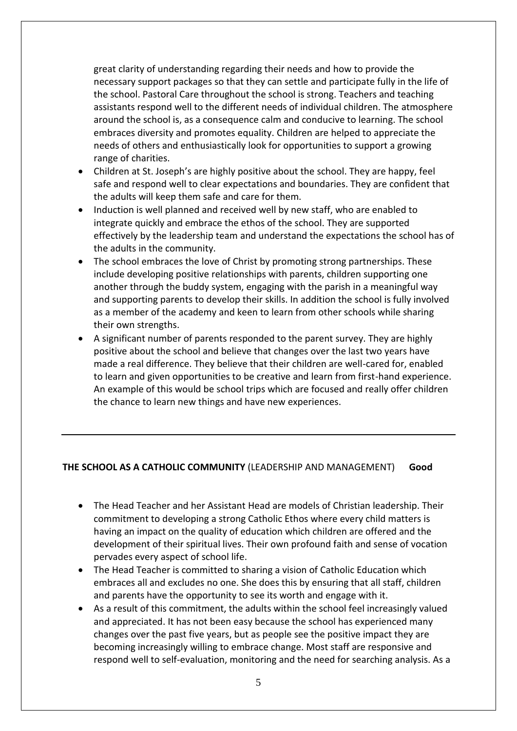great clarity of understanding regarding their needs and how to provide the necessary support packages so that they can settle and participate fully in the life of the school. Pastoral Care throughout the school is strong. Teachers and teaching assistants respond well to the different needs of individual children. The atmosphere around the school is, as a consequence calm and conducive to learning. The school embraces diversity and promotes equality. Children are helped to appreciate the needs of others and enthusiastically look for opportunities to support a growing range of charities.

- Children at St. Joseph's are highly positive about the school. They are happy, feel safe and respond well to clear expectations and boundaries. They are confident that the adults will keep them safe and care for them.
- Induction is well planned and received well by new staff, who are enabled to integrate quickly and embrace the ethos of the school. They are supported effectively by the leadership team and understand the expectations the school has of the adults in the community.
- The school embraces the love of Christ by promoting strong partnerships. These include developing positive relationships with parents, children supporting one another through the buddy system, engaging with the parish in a meaningful way and supporting parents to develop their skills. In addition the school is fully involved as a member of the academy and keen to learn from other schools while sharing their own strengths.
- A significant number of parents responded to the parent survey. They are highly positive about the school and believe that changes over the last two years have made a real difference. They believe that their children are well-cared for, enabled to learn and given opportunities to be creative and learn from first-hand experience. An example of this would be school trips which are focused and really offer children the chance to learn new things and have new experiences.

---

**THE SCHOOL AS A CATHOLIC COMMUNITY** (LEADERSHIP AND MANAGEMENT) **Good**

- The Head Teacher and her Assistant Head are models of Christian leadership. Their commitment to developing a strong Catholic Ethos where every child matters is having an impact on the quality of education which children are offered and the development of their spiritual lives. Their own profound faith and sense of vocation pervades every aspect of school life.
- The Head Teacher is committed to sharing a vision of Catholic Education which embraces all and excludes no one. She does this by ensuring that all staff, children and parents have the opportunity to see its worth and engage with it.
- As a result of this commitment, the adults within the school feel increasingly valued and appreciated. It has not been easy because the school has experienced many changes over the past five years, but as people see the positive impact they are becoming increasingly willing to embrace change. Most staff are responsive and respond well to self-evaluation, monitoring and the need for searching analysis. As a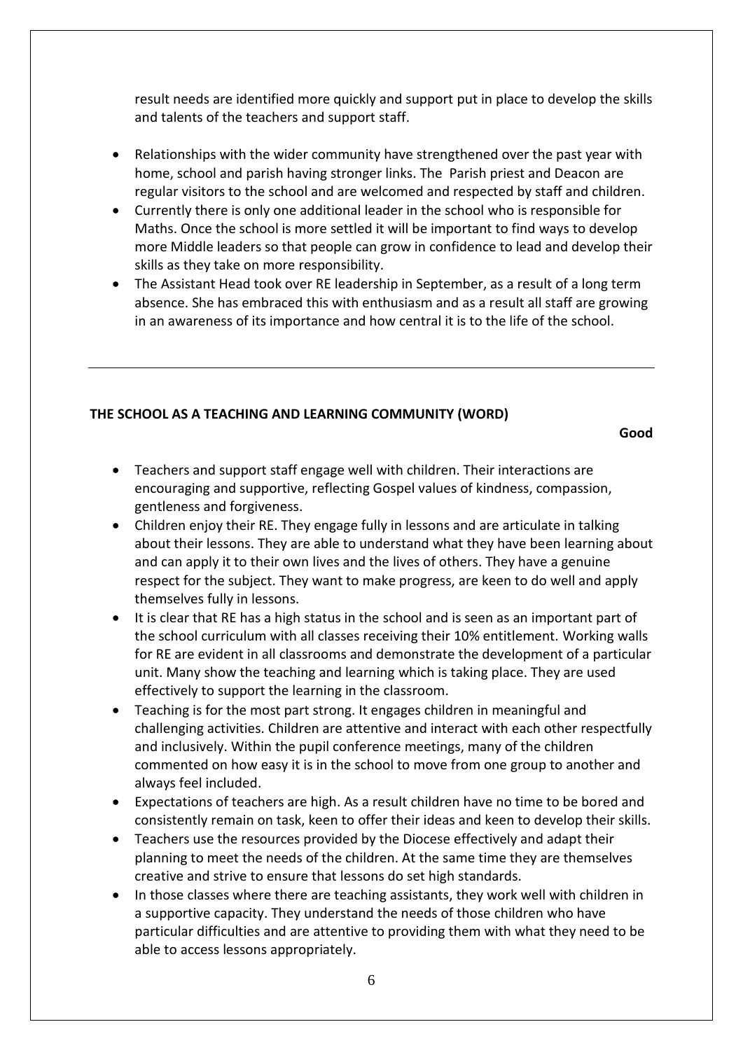result needs are identified more quickly and support put in place to develop the skills and talents of the teachers and support staff.

- Relationships with the wider community have strengthened over the past year with home, school and parish having stronger links. The Parish priest and Deacon are regular visitors to the school and are welcomed and respected by staff and children.
- Currently there is only one additional leader in the school who is responsible for Maths. Once the school is more settled it will be important to find ways to develop more Middle leaders so that people can grow in confidence to lead and develop their skills as they take on more responsibility.
- The Assistant Head took over RE leadership in September, as a result of a long term absence. She has embraced this with enthusiasm and as a result all staff are growing in an awareness of its importance and how central it is to the life of the school.

---

## THE SCHOOL AS A TEACHING AND LEARNING COMMUNITY (WORD)

**Good**

- Teachers and support staff engage well with children. Their interactions are encouraging and supportive, reflecting Gospel values of kindness, compassion, gentleness and forgiveness.
- Children enjoy their RE. They engage fully in lessons and are articulate in talking about their lessons. They are able to understand what they have been learning about and can apply it to their own lives and the lives of others. They have a genuine respect for the subject. They want to make progress, are keen to do well and apply themselves fully in lessons.
- It is clear that RE has a high status in the school and is seen as an important part of the school curriculum with all classes receiving their 10% entitlement. Working walls for RE are evident in all classrooms and demonstrate the development of a particular unit. Many show the teaching and learning which is taking place. They are used effectively to support the learning in the classroom.
- Teaching is for the most part strong. It engages children in meaningful and challenging activities. Children are attentive and interact with each other respectfully and inclusively. Within the pupil conference meetings, many of the children commented on how easy it is in the school to move from one group to another and always feel included.
- Expectations of teachers are high. As a result children have no time to be bored and consistently remain on task, keen to offer their ideas and keen to develop their skills.
- Teachers use the resources provided by the Diocese effectively and adapt their planning to meet the needs of the children. At the same time they are themselves creative and strive to ensure that lessons do set high standards.
- In those classes where there are teaching assistants, they work well with children in a supportive capacity. They understand the needs of those children who have particular difficulties and are attentive to providing them with what they need to be able to access lessons appropriately.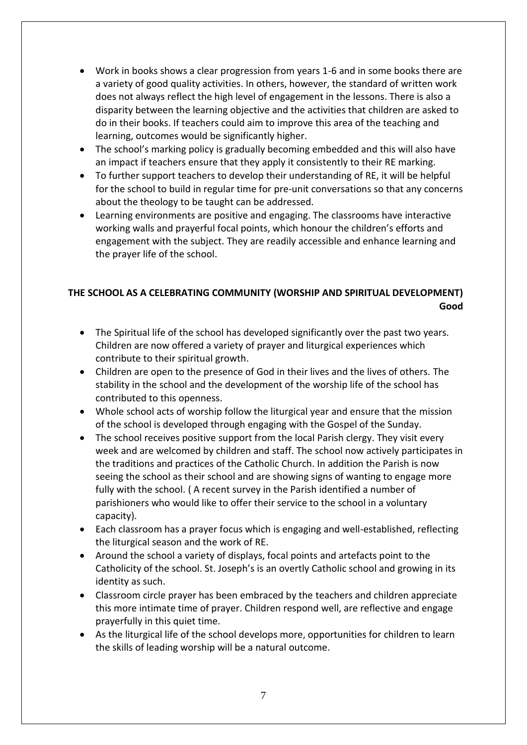- Work in books shows a clear progression from years 1-6 and in some books there are a variety of good quality activities. In others, however, the standard of written work does not always reflect the high level of engagement in the lessons. There is also a disparity between the learning objective and the activities that children are asked to do in their books. If teachers could aim to improve this area of the teaching and learning, outcomes would be significantly higher.
- The school's marking policy is gradually becoming embedded and this will also have an impact if teachers ensure that they apply it consistently to their RE marking.
- To further support teachers to develop their understanding of RE, it will be helpful for the school to build in regular time for pre-unit conversations so that any concerns about the theology to be taught can be addressed.
- Learning environments are positive and engaging. The classrooms have interactive working walls and prayerful focal points, which honour the children's efforts and engagement with the subject. They are readily accessible and enhance learning and the prayer life of the school.

## THE SCHOOL AS A CELEBRATING COMMUNITY (WORSHIP AND SPIRITUAL DEVELOPMENT)

**Good**

- The Spiritual life of the school has developed significantly over the past two years. Children are now offered a variety of prayer and liturgical experiences which contribute to their spiritual growth.
- Children are open to the presence of God in their lives and the lives of others. The stability in the school and the development of the worship life of the school has contributed to this openness.
- Whole school acts of worship follow the liturgical year and ensure that the mission of the school is developed through engaging with the Gospel of the Sunday.
- The school receives positive support from the local Parish clergy. They visit every week and are welcomed by children and staff. The school now actively participates in the traditions and practices of the Catholic Church. In addition the Parish is now seeing the school as their school and are showing signs of wanting to engage more fully with the school. ( A recent survey in the Parish identified a number of parishioners who would like to offer their service to the school in a voluntary capacity).
- Each classroom has a prayer focus which is engaging and well-established, reflecting the liturgical season and the work of RE.
- Around the school a variety of displays, focal points and artefacts point to the Catholicity of the school. St. Joseph's is an overtly Catholic school and growing in its identity as such.
- Classroom circle prayer has been embraced by the teachers and children appreciate this more intimate time of prayer. Children respond well, are reflective and engage prayerfully in this quiet time.
- As the liturgical life of the school develops more, opportunities for children to learn the skills of leading worship will be a natural outcome.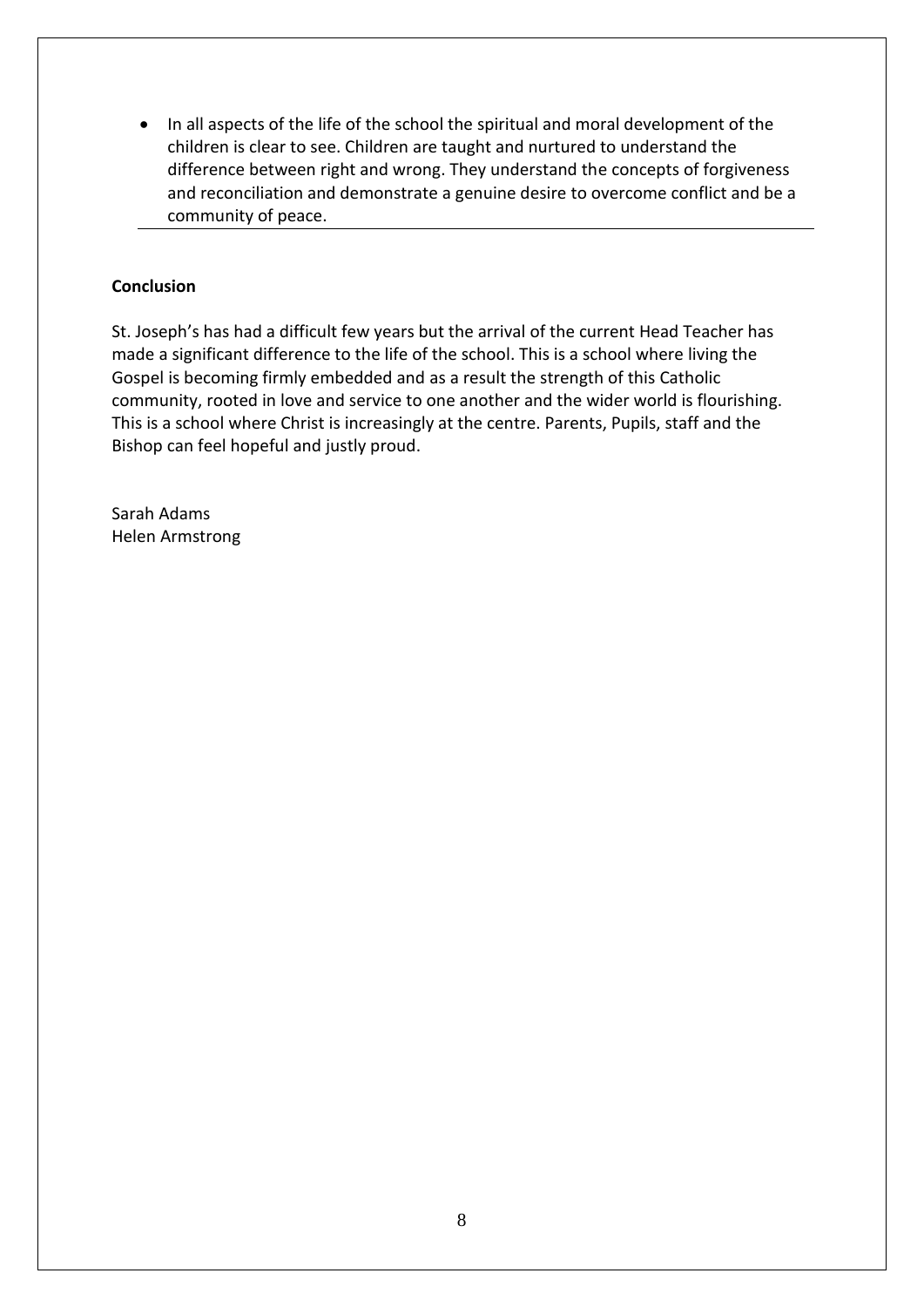- In all aspects of the life of the school the spiritual and moral development of the children is clear to see. Children are taught and nurtured to understand the difference between right and wrong. They understand the concepts of forgiveness and reconciliation and demonstrate a genuine desire to overcome conflict and be a community of peace.

**Conclusion**

St. Joseph's has had a difficult few years but the arrival of the current Head Teacher has made a significant difference to the life of the school. This is a school where living the Gospel is becoming firmly embedded and as a result the strength of this Catholic community, rooted in love and service to one another and the wider world is flourishing. This is a school where Christ is increasingly at the centre. Parents, Pupils, staff and the Bishop can feel hopeful and justly proud.

Sarah Adams
Helen Armstrong